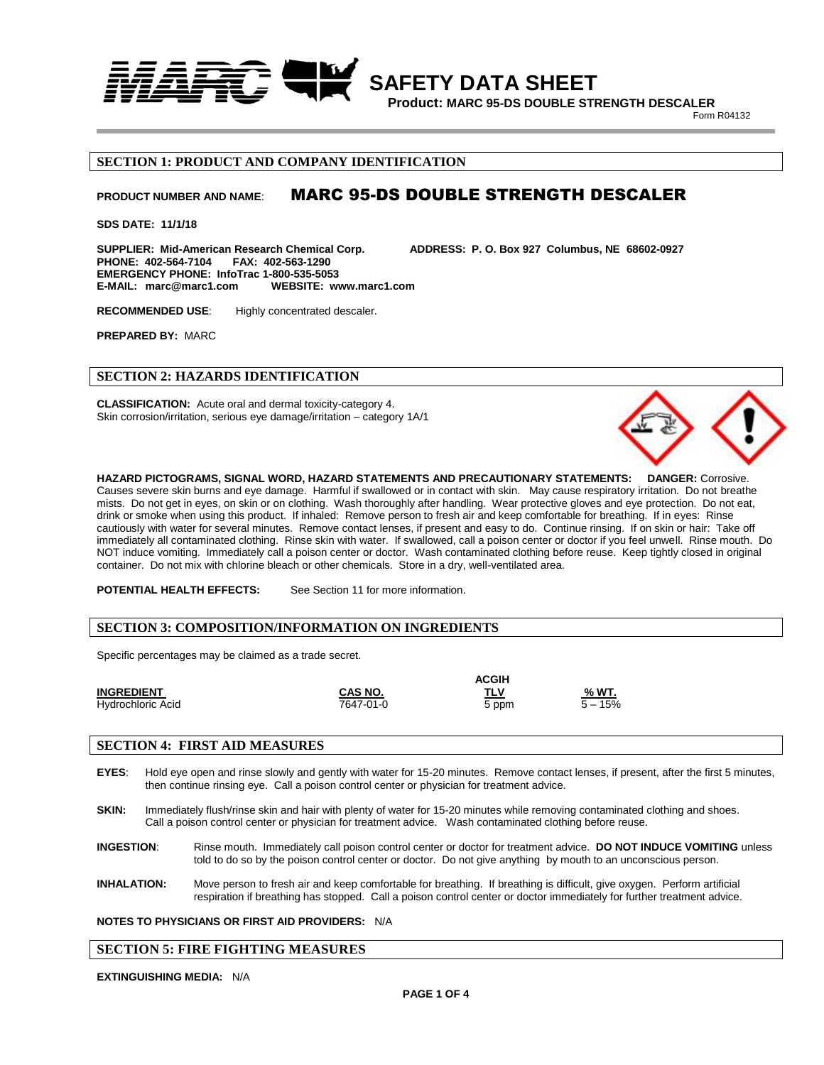# SAFETY DATA SHEET

**Product: MARC 95-DS DOUBLE STRENGTH DESCALER**

Form R04132

## SECTION 1: PRODUCT AND COMPANY IDENTIFICATION

**PRODUCT NUMBER AND NAME**: **MARC 95-DS DOUBLE STRENGTH DESCALER**

**SDS DATE: 11/1/18**

**SUPPLIER: Mid-American Research Chemical Corp.** **ADDRESS: P. O. Box 927 Columbus, NE 68602-0927**
**PHONE: 402-564-7104 FAX: 402-563-1290**
**EMERGENCY PHONE: InfoTrac 1-800-535-5053**
**E-MAIL: marc@marc1.com WEBSITE: www.marc1.com**

**RECOMMENDED USE**: Highly concentrated descaler.

**PREPARED BY:** MARC

## SECTION 2: HAZARDS IDENTIFICATION

**CLASSIFICATION:** Acute oral and dermal toxicity-category 4.
Skin corrosion/irritation, serious eye damage/irritation – category 1A/1

**HAZARD PICTOGRAMS, SIGNAL WORD, HAZARD STATEMENTS AND PRECAUTIONARY STATEMENTS: DANGER:** Corrosive. Causes severe skin burns and eye damage. Harmful if swallowed or in contact with skin. May cause respiratory irritation. Do not breathe mists. Do not get in eyes, on skin or on clothing. Wash thoroughly after handling. Wear protective gloves and eye protection. Do not eat, drink or smoke when using this product. If inhaled: Remove person to fresh air and keep comfortable for breathing. If in eyes: Rinse cautiously with water for several minutes. Remove contact lenses, if present and easy to do. Continue rinsing. If on skin or hair: Take off immediately all contaminated clothing. Rinse skin with water. If swallowed, call a poison center or doctor if you feel unwell. Rinse mouth. Do NOT induce vomiting. Immediately call a poison center or doctor. Wash contaminated clothing before reuse. Keep tightly closed in original container. Do not mix with chlorine bleach or other chemicals. Store in a dry, well-ventilated area.

**POTENTIAL HEALTH EFFECTS:** See Section 11 for more information.

## SECTION 3: COMPOSITION/INFORMATION ON INGREDIENTS

Specific percentages may be claimed as a trade secret.

| INGREDIENT | CAS NO. | ACGIH TLV | % WT. |
|---|---|---|---|
| Hydrochloric Acid | 7647-01-0 | 5 ppm | 5 – 15% |

## SECTION 4: FIRST AID MEASURES

**EYES**: Hold eye open and rinse slowly and gently with water for 15-20 minutes. Remove contact lenses, if present, after the first 5 minutes, then continue rinsing eye. Call a poison control center or physician for treatment advice.

**SKIN:** Immediately flush/rinse skin and hair with plenty of water for 15-20 minutes while removing contaminated clothing and shoes. Call a poison control center or physician for treatment advice. Wash contaminated clothing before reuse.

**INGESTION**: Rinse mouth. Immediately call poison control center or doctor for treatment advice. **DO NOT INDUCE VOMITING** unless told to do so by the poison control center or doctor. Do not give anything by mouth to an unconscious person.

**INHALATION:** Move person to fresh air and keep comfortable for breathing. If breathing is difficult, give oxygen. Perform artificial respiration if breathing has stopped. Call a poison control center or doctor immediately for further treatment advice.

**NOTES TO PHYSICIANS OR FIRST AID PROVIDERS:** N/A

## SECTION 5: FIRE FIGHTING MEASURES

**EXTINGUISHING MEDIA:** N/A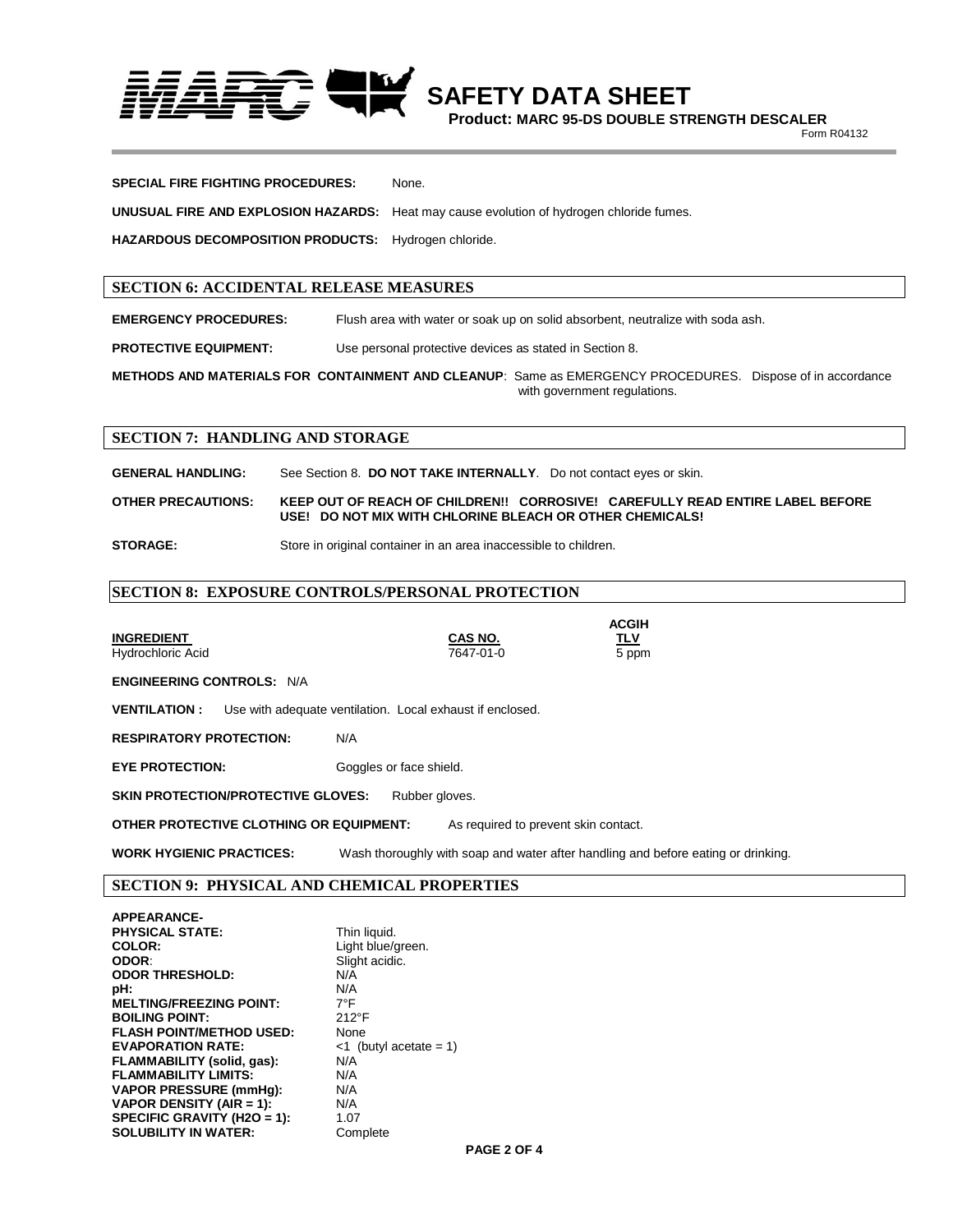**SPECIAL FIRE FIGHTING PROCEDURES:** None.

**UNUSUAL FIRE AND EXPLOSION HAZARDS:** Heat may cause evolution of hydrogen chloride fumes.

**HAZARDOUS DECOMPOSITION PRODUCTS:** Hydrogen chloride.

## SECTION 6: ACCIDENTAL RELEASE MEASURES

**EMERGENCY PROCEDURES:** Flush area with water or soak up on solid absorbent, neutralize with soda ash.

**PROTECTIVE EQUIPMENT:** Use personal protective devices as stated in Section 8.

**METHODS AND MATERIALS FOR CONTAINMENT AND CLEANUP**: Same as EMERGENCY PROCEDURES. Dispose of in accordance with government regulations.

## SECTION 7: HANDLING AND STORAGE

**GENERAL HANDLING:** See Section 8. **DO NOT TAKE INTERNALLY**. Do not contact eyes or skin.

**OTHER PRECAUTIONS:** **KEEP OUT OF REACH OF CHILDREN!! CORROSIVE! CAREFULLY READ ENTIRE LABEL BEFORE USE! DO NOT MIX WITH CHLORINE BLEACH OR OTHER CHEMICALS!**

**STORAGE:** Store in original container in an area inaccessible to children.

## SECTION 8: EXPOSURE CONTROLS/PERSONAL PROTECTION

| INGREDIENT | CAS NO. | ACGIH TLV |
|---|---|---|
| Hydrochloric Acid | 7647-01-0 | 5 ppm |

**ENGINEERING CONTROLS:** N/A

**VENTILATION :** Use with adequate ventilation. Local exhaust if enclosed.

**RESPIRATORY PROTECTION:** N/A

**EYE PROTECTION:** Goggles or face shield.

**SKIN PROTECTION/PROTECTIVE GLOVES:** Rubber gloves.

**OTHER PROTECTIVE CLOTHING OR EQUIPMENT:** As required to prevent skin contact.

**WORK HYGIENIC PRACTICES:** Wash thoroughly with soap and water after handling and before eating or drinking.

## SECTION 9: PHYSICAL AND CHEMICAL PROPERTIES

**APPEARANCE-**

| | |
|---|---|
| **PHYSICAL STATE:** | Thin liquid. |
| **COLOR:** | Light blue/green. |
| **ODOR:** | Slight acidic. |
| **ODOR THRESHOLD:** | N/A |
| **pH:** | N/A |
| **MELTING/FREEZING POINT:** | 7°F |
| **BOILING POINT:** | 212°F |
| **FLASH POINT/METHOD USED:** | None |
| **EVAPORATION RATE:** | <1 (butyl acetate = 1) |
| **FLAMMABILITY (solid, gas):** | N/A |
| **FLAMMABILITY LIMITS:** | N/A |
| **VAPOR PRESSURE (mmHg):** | N/A |
| **VAPOR DENSITY (AIR = 1):** | N/A |
| **SPECIFIC GRAVITY (H2O = 1):** | 1.07 |
| **SOLUBILITY IN WATER:** | Complete |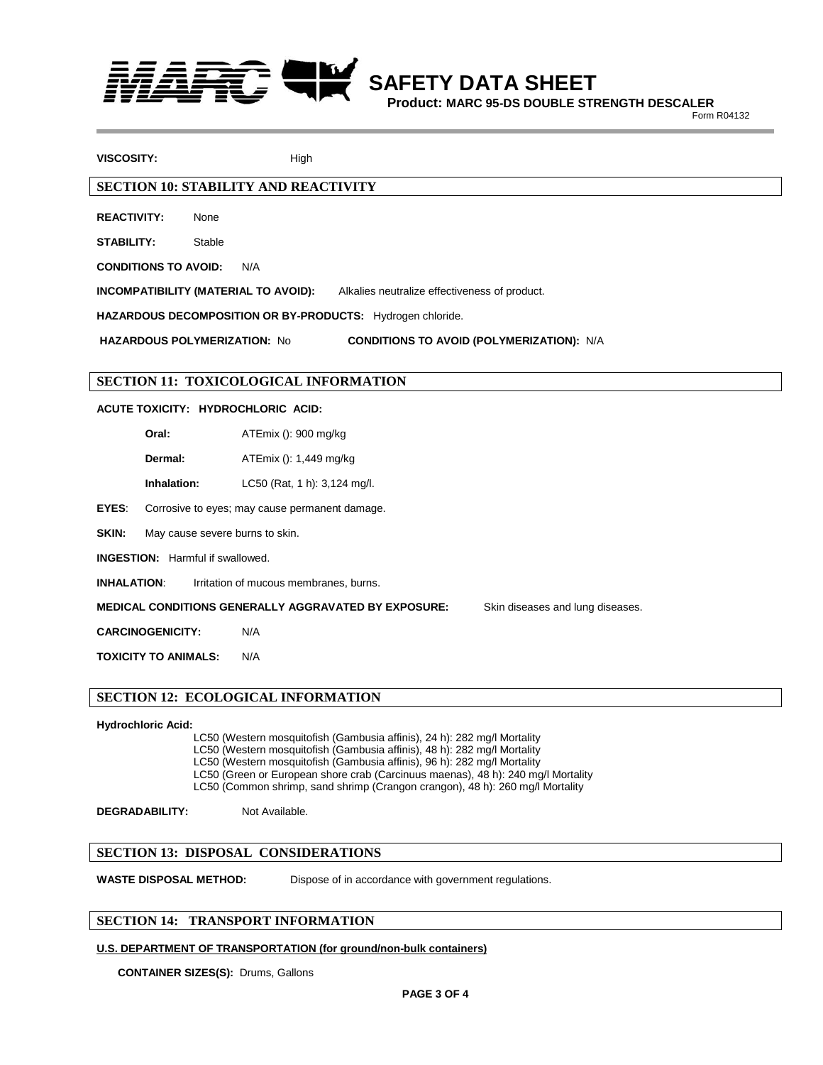**VISCOSITY:** High

## SECTION 10: STABILITY AND REACTIVITY

**REACTIVITY:** None

**STABILITY:** Stable

**CONDITIONS TO AVOID:** N/A

**INCOMPATIBILITY (MATERIAL TO AVOID):** Alkalies neutralize effectiveness of product.

**HAZARDOUS DECOMPOSITION OR BY-PRODUCTS:** Hydrogen chloride.

**HAZARDOUS POLYMERIZATION:** No **CONDITIONS TO AVOID (POLYMERIZATION):** N/A

## SECTION 11: TOXICOLOGICAL INFORMATION

**ACUTE TOXICITY: HYDROCHLORIC ACID:**

**Oral:** ATEmix (): 900 mg/kg

**Dermal:** ATEmix (): 1,449 mg/kg

**Inhalation:** LC50 (Rat, 1 h): 3,124 mg/l.

**EYES**: Corrosive to eyes; may cause permanent damage.

**SKIN:** May cause severe burns to skin.

**INGESTION:** Harmful if swallowed.

**INHALATION**: Irritation of mucous membranes, burns.

**MEDICAL CONDITIONS GENERALLY AGGRAVATED BY EXPOSURE:** Skin diseases and lung diseases.

**CARCINOGENICITY:** N/A

**TOXICITY TO ANIMALS:** N/A

## SECTION 12: ECOLOGICAL INFORMATION

**Hydrochloric Acid:**

LC50 (Western mosquitofish (Gambusia affinis), 24 h): 282 mg/l Mortality
LC50 (Western mosquitofish (Gambusia affinis), 48 h): 282 mg/l Mortality
LC50 (Western mosquitofish (Gambusia affinis), 96 h): 282 mg/l Mortality
LC50 (Green or European shore crab (Carcinuus maenas), 48 h): 240 mg/l Mortality
LC50 (Common shrimp, sand shrimp (Crangon crangon), 48 h): 260 mg/l Mortality

**DEGRADABILITY:** Not Available.

## SECTION 13: DISPOSAL CONSIDERATIONS

**WASTE DISPOSAL METHOD:** Dispose of in accordance with government regulations.

## SECTION 14: TRANSPORT INFORMATION

**U.S. DEPARTMENT OF TRANSPORTATION (for ground/non-bulk containers)**

**CONTAINER SIZES(S):** Drums, Gallons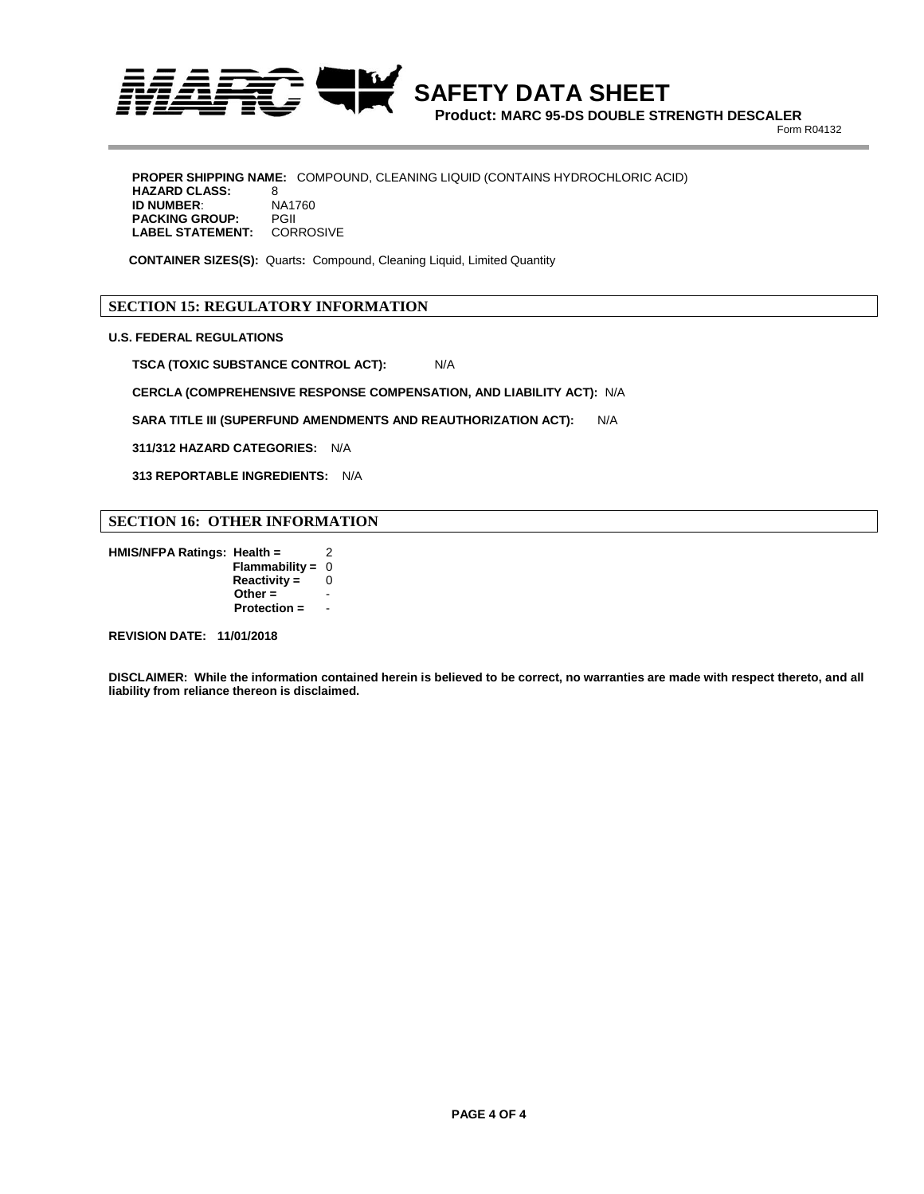**PROPER SHIPPING NAME:** COMPOUND, CLEANING LIQUID (CONTAINS HYDROCHLORIC ACID)
**HAZARD CLASS:** 8
**ID NUMBER**: NA1760
**PACKING GROUP:** PGII
**LABEL STATEMENT:** CORROSIVE

**CONTAINER SIZES(S):** Quarts**:** Compound, Cleaning Liquid, Limited Quantity

## SECTION 15: REGULATORY INFORMATION

**U.S. FEDERAL REGULATIONS**

**TSCA (TOXIC SUBSTANCE CONTROL ACT):** N/A

**CERCLA (COMPREHENSIVE RESPONSE COMPENSATION, AND LIABILITY ACT):** N/A

**SARA TITLE III (SUPERFUND AMENDMENTS AND REAUTHORIZATION ACT):** N/A

**311/312 HAZARD CATEGORIES:** N/A

**313 REPORTABLE INGREDIENTS:** N/A

## SECTION 16: OTHER INFORMATION

**HMIS/NFPA Ratings:**
**Health =** 2
**Flammability =** 0
**Reactivity =** 0
**Other =** -
**Protection =** -

**REVISION DATE: 11/01/2018**

**DISCLAIMER: While the information contained herein is believed to be correct, no warranties are made with respect thereto, and all liability from reliance thereon is disclaimed.**